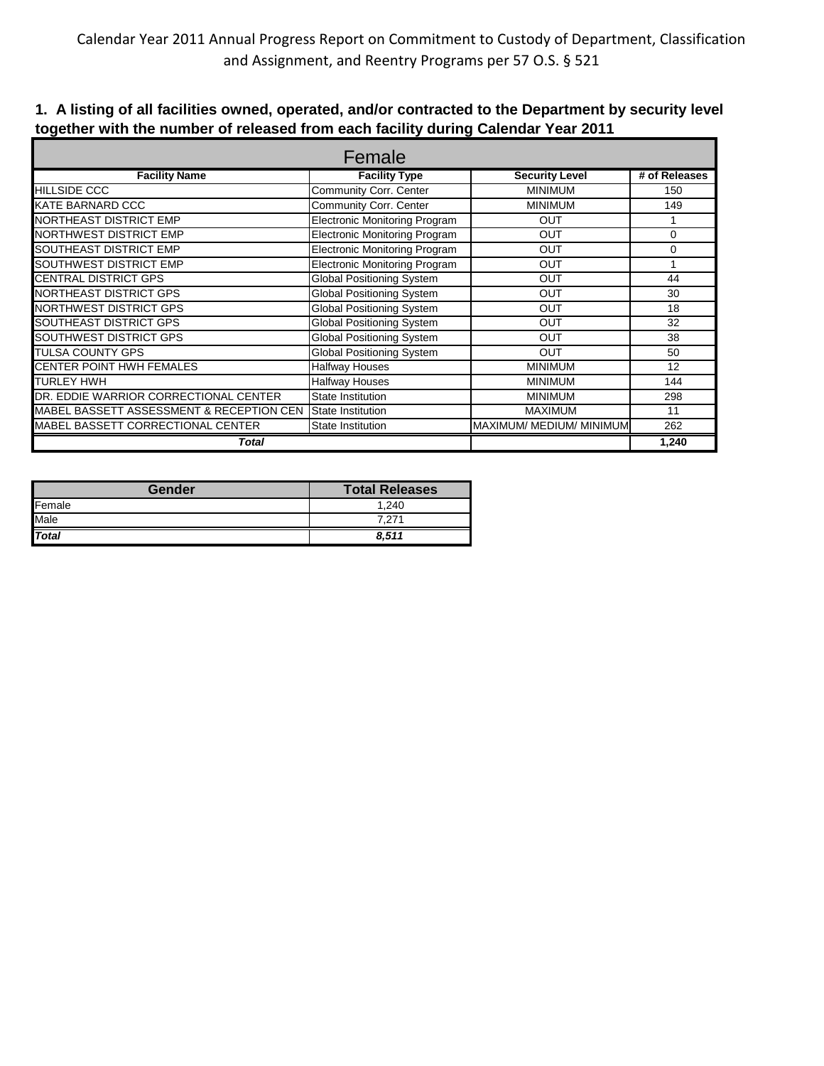Calendar Year 2011 Annual Progress Report on Commitment to Custody of Department, Classification and Assignment, and Reentry Programs per 57 O.S. § 521

**1. A listing of all facilities owned, operated, and/or contracted to the Department by security level together with the number of released from each facility during Calendar Year 2011**

| Female | | | |
|---|---|---|---|
| **Facility Name** | **Facility Type** | **Security Level** | **# of Releases** |
| HILLSIDE CCC | Community Corr. Center | MINIMUM | 150 |
| KATE BARNARD CCC | Community Corr. Center | MINIMUM | 149 |
| NORTHEAST DISTRICT EMP | Electronic Monitoring Program | OUT | 1 |
| NORTHWEST DISTRICT EMP | Electronic Monitoring Program | OUT | 0 |
| SOUTHEAST DISTRICT EMP | Electronic Monitoring Program | OUT | 0 |
| SOUTHWEST DISTRICT EMP | Electronic Monitoring Program | OUT | 1 |
| CENTRAL DISTRICT GPS | Global Positioning System | OUT | 44 |
| NORTHEAST DISTRICT GPS | Global Positioning System | OUT | 30 |
| NORTHWEST DISTRICT GPS | Global Positioning System | OUT | 18 |
| SOUTHEAST DISTRICT GPS | Global Positioning System | OUT | 32 |
| SOUTHWEST DISTRICT GPS | Global Positioning System | OUT | 38 |
| TULSA COUNTY GPS | Global Positioning System | OUT | 50 |
| CENTER POINT HWH FEMALES | Halfway Houses | MINIMUM | 12 |
| TURLEY HWH | Halfway Houses | MINIMUM | 144 |
| DR. EDDIE WARRIOR CORRECTIONAL CENTER | State Institution | MINIMUM | 298 |
| MABEL BASSETT ASSESSMENT & RECEPTION CEN | State Institution | MAXIMUM | 11 |
| MABEL BASSETT CORRECTIONAL CENTER | State Institution | MAXIMUM/ MEDIUM/ MINIMUM | 262 |
| ***Total*** | | | **1,240** |

| Gender | Total Releases |
|---|---|
| Female | 1,240 |
| Male | 7,271 |
| ***Total*** | ***8,511*** |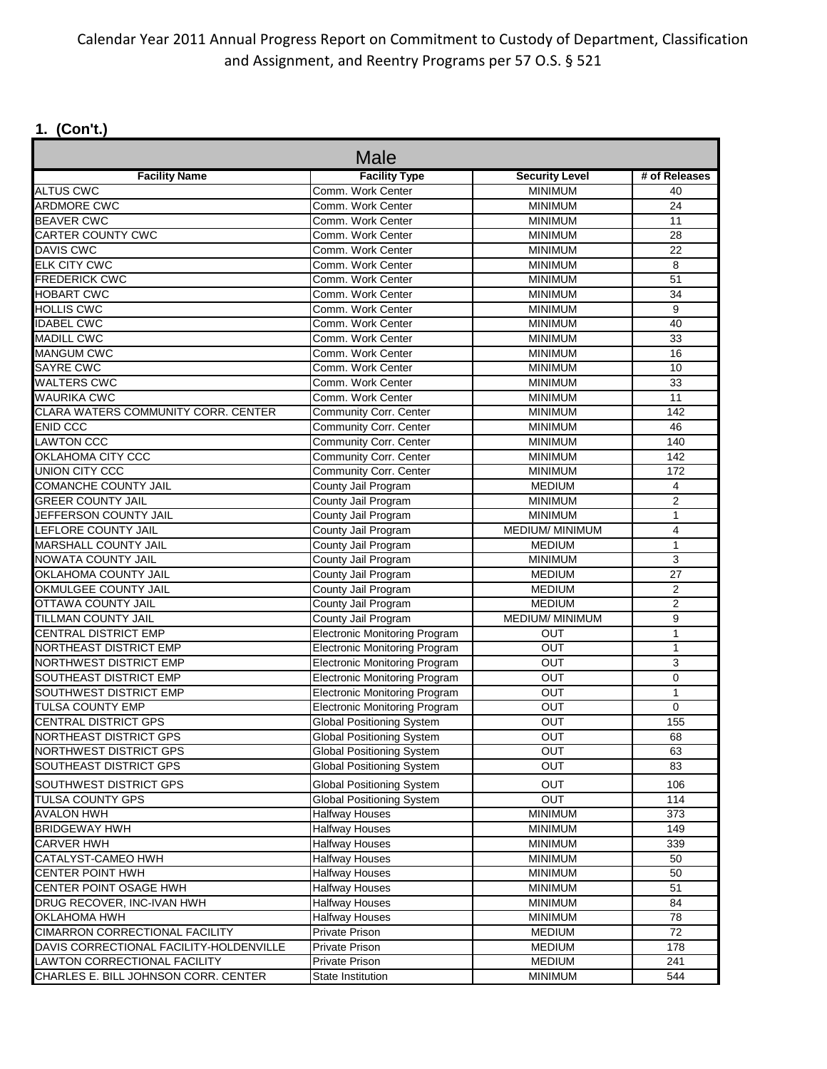Calendar Year 2011 Annual Progress Report on Commitment to Custody of Department, Classification and Assignment, and Reentry Programs per 57 O.S. § 521

**1. (Con't.)**

| Male | | | |
|---|---|---|---|
| **Facility Name** | **Facility Type** | **Security Level** | **# of Releases** |
| ALTUS CWC | Comm. Work Center | MINIMUM | 40 |
| ARDMORE CWC | Comm. Work Center | MINIMUM | 24 |
| BEAVER CWC | Comm. Work Center | MINIMUM | 11 |
| CARTER COUNTY CWC | Comm. Work Center | MINIMUM | 28 |
| DAVIS CWC | Comm. Work Center | MINIMUM | 22 |
| ELK CITY CWC | Comm. Work Center | MINIMUM | 8 |
| FREDERICK CWC | Comm. Work Center | MINIMUM | 51 |
| HOBART CWC | Comm. Work Center | MINIMUM | 34 |
| HOLLIS CWC | Comm. Work Center | MINIMUM | 9 |
| IDABEL CWC | Comm. Work Center | MINIMUM | 40 |
| MADILL CWC | Comm. Work Center | MINIMUM | 33 |
| MANGUM CWC | Comm. Work Center | MINIMUM | 16 |
| SAYRE CWC | Comm. Work Center | MINIMUM | 10 |
| WALTERS CWC | Comm. Work Center | MINIMUM | 33 |
| WAURIKA CWC | Comm. Work Center | MINIMUM | 11 |
| CLARA WATERS COMMUNITY CORR. CENTER | Community Corr. Center | MINIMUM | 142 |
| ENID CCC | Community Corr. Center | MINIMUM | 46 |
| LAWTON CCC | Community Corr. Center | MINIMUM | 140 |
| OKLAHOMA CITY CCC | Community Corr. Center | MINIMUM | 142 |
| UNION CITY CCC | Community Corr. Center | MINIMUM | 172 |
| COMANCHE COUNTY JAIL | County Jail Program | MEDIUM | 4 |
| GREER COUNTY JAIL | County Jail Program | MINIMUM | 2 |
| JEFFERSON COUNTY JAIL | County Jail Program | MINIMUM | 1 |
| LEFLORE COUNTY JAIL | County Jail Program | MEDIUM/ MINIMUM | 4 |
| MARSHALL COUNTY JAIL | County Jail Program | MEDIUM | 1 |
| NOWATA COUNTY JAIL | County Jail Program | MINIMUM | 3 |
| OKLAHOMA COUNTY JAIL | County Jail Program | MEDIUM | 27 |
| OKMULGEE COUNTY JAIL | County Jail Program | MEDIUM | 2 |
| OTTAWA COUNTY JAIL | County Jail Program | MEDIUM | 2 |
| TILLMAN COUNTY JAIL | County Jail Program | MEDIUM/ MINIMUM | 9 |
| CENTRAL DISTRICT EMP | Electronic Monitoring Program | OUT | 1 |
| NORTHEAST DISTRICT EMP | Electronic Monitoring Program | OUT | 1 |
| NORTHWEST DISTRICT EMP | Electronic Monitoring Program | OUT | 3 |
| SOUTHEAST DISTRICT EMP | Electronic Monitoring Program | OUT | 0 |
| SOUTHWEST DISTRICT EMP | Electronic Monitoring Program | OUT | 1 |
| TULSA COUNTY EMP | Electronic Monitoring Program | OUT | 0 |
| CENTRAL DISTRICT GPS | Global Positioning System | OUT | 155 |
| NORTHEAST DISTRICT GPS | Global Positioning System | OUT | 68 |
| NORTHWEST DISTRICT GPS | Global Positioning System | OUT | 63 |
| SOUTHEAST DISTRICT GPS | Global Positioning System | OUT | 83 |
| SOUTHWEST DISTRICT GPS | Global Positioning System | OUT | 106 |
| TULSA COUNTY GPS | Global Positioning System | OUT | 114 |
| AVALON HWH | Halfway Houses | MINIMUM | 373 |
| BRIDGEWAY HWH | Halfway Houses | MINIMUM | 149 |
| CARVER HWH | Halfway Houses | MINIMUM | 339 |
| CATALYST-CAMEO HWH | Halfway Houses | MINIMUM | 50 |
| CENTER POINT HWH | Halfway Houses | MINIMUM | 50 |
| CENTER POINT OSAGE HWH | Halfway Houses | MINIMUM | 51 |
| DRUG RECOVER, INC-IVAN HWH | Halfway Houses | MINIMUM | 84 |
| OKLAHOMA HWH | Halfway Houses | MINIMUM | 78 |
| CIMARRON CORRECTIONAL FACILITY | Private Prison | MEDIUM | 72 |
| DAVIS CORRECTIONAL FACILITY-HOLDENVILLE | Private Prison | MEDIUM | 178 |
| LAWTON CORRECTIONAL FACILITY | Private Prison | MEDIUM | 241 |
| CHARLES E. BILL JOHNSON CORR. CENTER | State Institution | MINIMUM | 544 |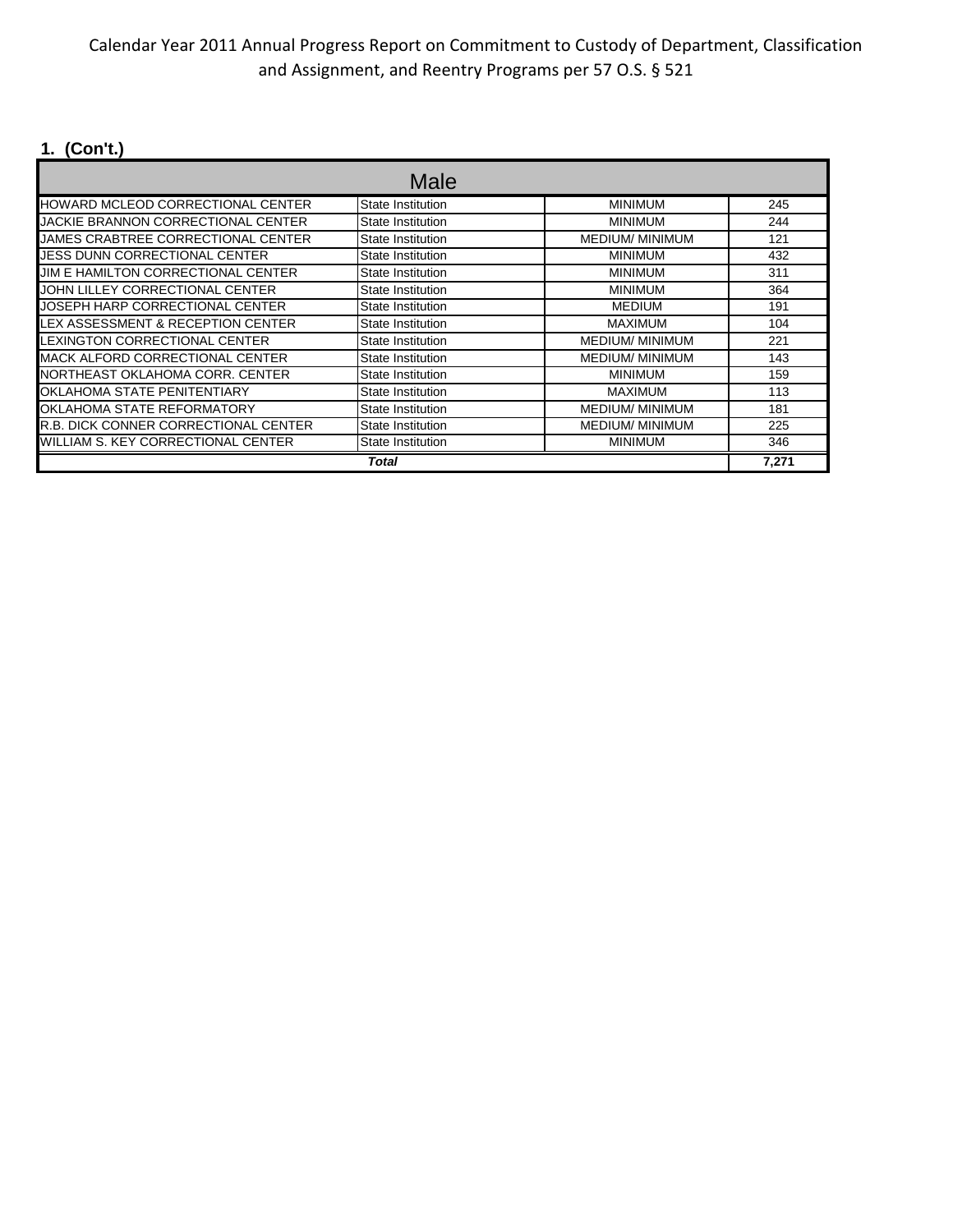Calendar Year 2011 Annual Progress Report on Commitment to Custody of Department, Classification and Assignment, and Reentry Programs per 57 O.S. § 521

**1. (Con't.)**

| Male | | | |
|---|---|---|---|
| HOWARD MCLEOD CORRECTIONAL CENTER | State Institution | MINIMUM | 245 |
| JACKIE BRANNON CORRECTIONAL CENTER | State Institution | MINIMUM | 244 |
| JAMES CRABTREE CORRECTIONAL CENTER | State Institution | MEDIUM/ MINIMUM | 121 |
| JESS DUNN CORRECTIONAL CENTER | State Institution | MINIMUM | 432 |
| JIM E HAMILTON CORRECTIONAL CENTER | State Institution | MINIMUM | 311 |
| JOHN LILLEY CORRECTIONAL CENTER | State Institution | MINIMUM | 364 |
| JOSEPH HARP CORRECTIONAL CENTER | State Institution | MEDIUM | 191 |
| LEX ASSESSMENT & RECEPTION CENTER | State Institution | MAXIMUM | 104 |
| LEXINGTON CORRECTIONAL CENTER | State Institution | MEDIUM/ MINIMUM | 221 |
| MACK ALFORD CORRECTIONAL CENTER | State Institution | MEDIUM/ MINIMUM | 143 |
| NORTHEAST OKLAHOMA CORR. CENTER | State Institution | MINIMUM | 159 |
| OKLAHOMA STATE PENITENTIARY | State Institution | MAXIMUM | 113 |
| OKLAHOMA STATE REFORMATORY | State Institution | MEDIUM/ MINIMUM | 181 |
| R.B. DICK CONNER CORRECTIONAL CENTER | State Institution | MEDIUM/ MINIMUM | 225 |
| WILLIAM S. KEY CORRECTIONAL CENTER | State Institution | MINIMUM | 346 |
| ***Total*** | | | **7,271** |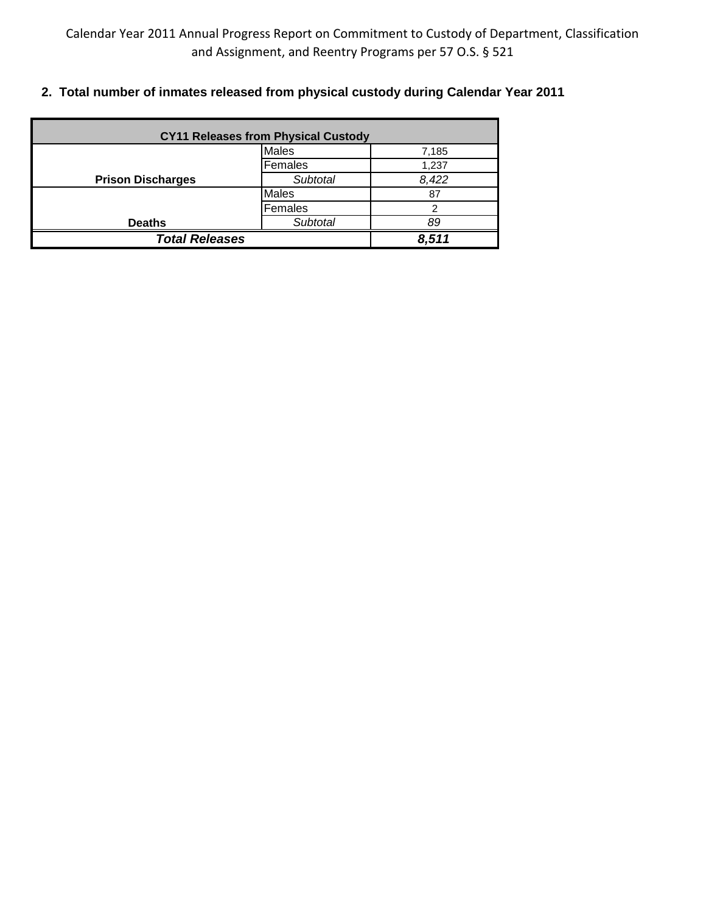Calendar Year 2011 Annual Progress Report on Commitment to Custody of Department, Classification and Assignment, and Reentry Programs per 57 O.S. § 521

**2. Total number of inmates released from physical custody during Calendar Year 2011**

| CY11 Releases from Physical Custody | | |
|---|---|---|
| | Males | 7,185 |
| | Females | 1,237 |
| **Prison Discharges** | *Subtotal* | *8,422* |
| | Males | 87 |
| | Females | 2 |
| **Deaths** | *Subtotal* | *89* |
| ***Total Releases*** | | ***8,511*** |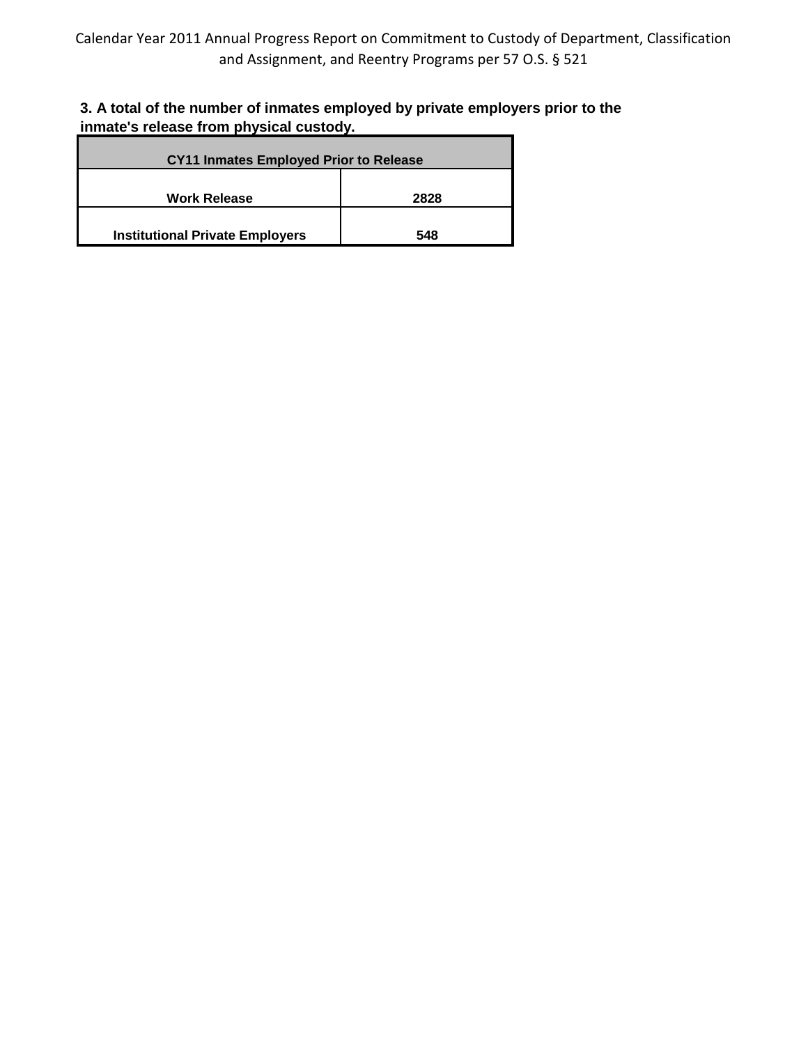**3. A total of the number of inmates employed by private employers prior to the inmate's release from physical custody.**

| CY11 Inmates Employed Prior to Release | |
|---|---|
| Work Release | 2828 |
| Institutional Private Employers | 548 |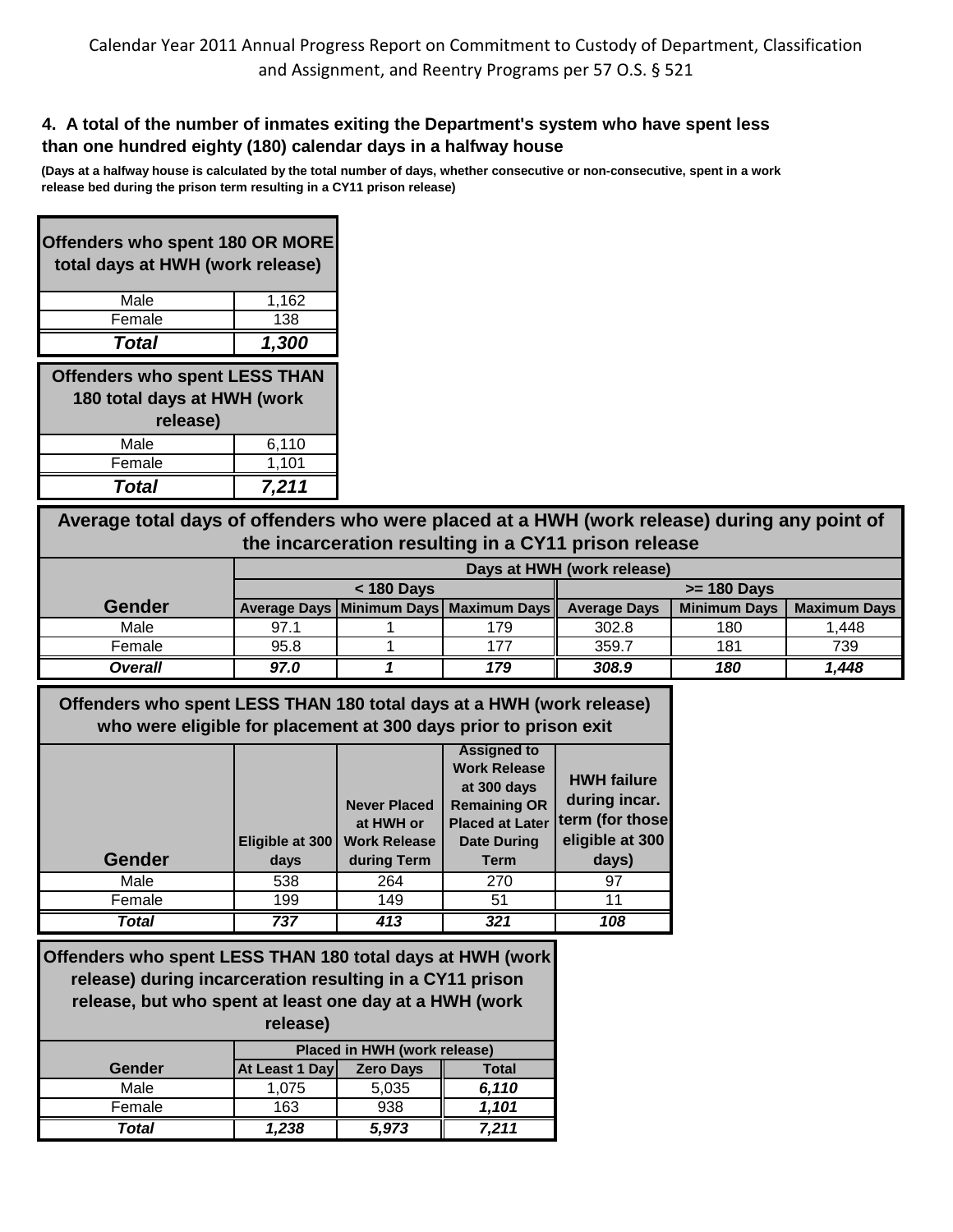## 4. A total of the number of inmates exiting the Department's system who have spent less than one hundred eighty (180) calendar days in a halfway house

**(Days at a halfway house is calculated by the total number of days, whether consecutive or non-consecutive, spent in a work release bed during the prison term resulting in a CY11 prison release)**

| Offenders who spent 180 OR MORE total days at HWH (work release) | |
|---|---|
| Male | 1,162 |
| Female | 138 |
| ***Total*** | ***1,300*** |

| Offenders who spent LESS THAN 180 total days at HWH (work release) | |
|---|---|
| Male | 6,110 |
| Female | 1,101 |
| ***Total*** | ***7,211*** |

**Average total days of offenders who were placed at a HWH (work release) during any point of the incarceration resulting in a CY11 prison release**

| | Days at HWH (work release) | | | | | |
|---|---|---|---|---|---|---|
| | < 180 Days | | | >= 180 Days | | |
| **Gender** | **Average Days** | **Minimum Days** | **Maximum Days** | **Average Days** | **Minimum Days** | **Maximum Days** |
| Male | 97.1 | 1 | 179 | 302.8 | 180 | 1,448 |
| Female | 95.8 | 1 | 177 | 359.7 | 181 | 739 |
| ***Overall*** | ***97.0*** | ***1*** | ***179*** | ***308.9*** | ***180*** | ***1,448*** |

**Offenders who spent LESS THAN 180 total days at a HWH (work release) who were eligible for placement at 300 days prior to prison exit**

| Gender | Eligible at 300 days | Never Placed at HWH or Work Release during Term | Assigned to Work Release at 300 days Remaining OR Placed at Later Date During Term | HWH failure during incar. term (for those eligible at 300 days) |
|---|---|---|---|---|
| Male | 538 | 264 | 270 | 97 |
| Female | 199 | 149 | 51 | 11 |
| ***Total*** | ***737*** | ***413*** | ***321*** | ***108*** |

**Offenders who spent LESS THAN 180 total days at HWH (work release) during incarceration resulting in a CY11 prison release, but who spent at least one day at a HWH (work release)**

| | Placed in HWH (work release) | | |
|---|---|---|---|
| **Gender** | **At Least 1 Day** | **Zero Days** | **Total** |
| Male | 1,075 | 5,035 | ***6,110*** |
| Female | 163 | 938 | ***1,101*** |
| ***Total*** | ***1,238*** | ***5,973*** | ***7,211*** |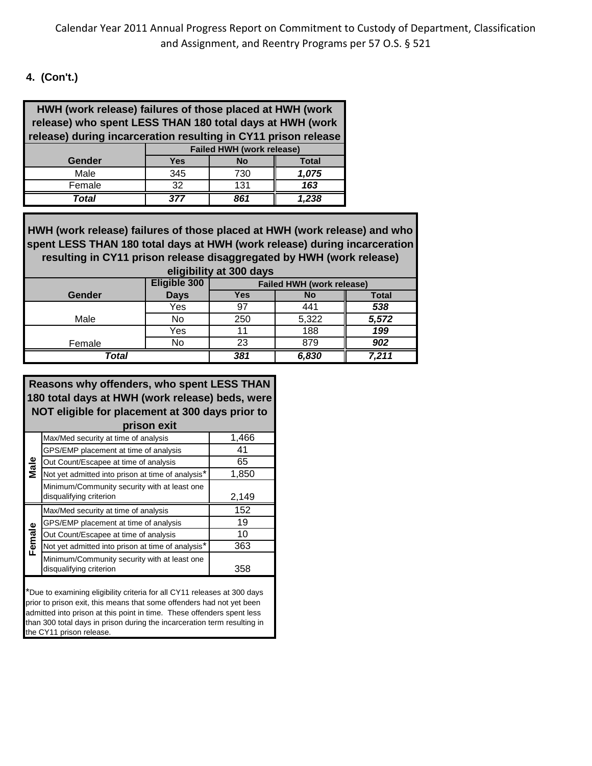Calendar Year 2011 Annual Progress Report on Commitment to Custody of Department, Classification and Assignment, and Reentry Programs per 57 O.S. § 521

**4. (Con't.)**

| HWH (work release) failures of those placed at HWH (work release) who spent LESS THAN 180 total days at HWH (work release) during incarceration resulting in CY11 prison release | | | |
|---|---|---|---|
| | Failed HWH (work release) | | |
| **Gender** | **Yes** | **No** | **Total** |
| Male | 345 | 730 | ***1,075*** |
| Female | 32 | 131 | ***163*** |
| ***Total*** | ***377*** | ***861*** | ***1,238*** |

| HWH (work release) failures of those placed at HWH (work release) and who spent LESS THAN 180 total days at HWH (work release) during incarceration resulting in CY11 prison release disaggregated by HWH (work release) eligibility at 300 days | | | | |
|---|---|---|---|---|
| | Eligible 300 | Failed HWH (work release) | | |
| **Gender** | **Days** | **Yes** | **No** | **Total** |
| Male | Yes | 97 | 441 | ***538*** |
| | No | 250 | 5,322 | ***5,572*** |
| Female | Yes | 11 | 188 | ***199*** |
| | No | 23 | 879 | ***902*** |
| ***Total*** | | ***381*** | ***6,830*** | ***7,211*** |

| Reasons why offenders, who spent LESS THAN 180 total days at HWH (work release) beds, were NOT eligible for placement at 300 days prior to prison exit | | |
|---|---|---|
| Male | Max/Med security at time of analysis | 1,466 |
| | GPS/EMP placement at time of analysis | 41 |
| | Out Count/Escapee at time of analysis | 65 |
| | Not yet admitted into prison at time of analysis* | 1,850 |
| | Minimum/Community security with at least one disqualifying criterion | 2,149 |
| Female | Max/Med security at time of analysis | 152 |
| | GPS/EMP placement at time of analysis | 19 |
| | Out Count/Escapee at time of analysis | 10 |
| | Not yet admitted into prison at time of analysis* | 363 |
| | Minimum/Community security with at least one disqualifying criterion | 358 |

*Due to examining eligibility criteria for all CY11 releases at 300 days prior to prison exit, this means that some offenders had not yet been admitted into prison at this point in time. These offenders spent less than 300 total days in prison during the incarceration term resulting in the CY11 prison release.